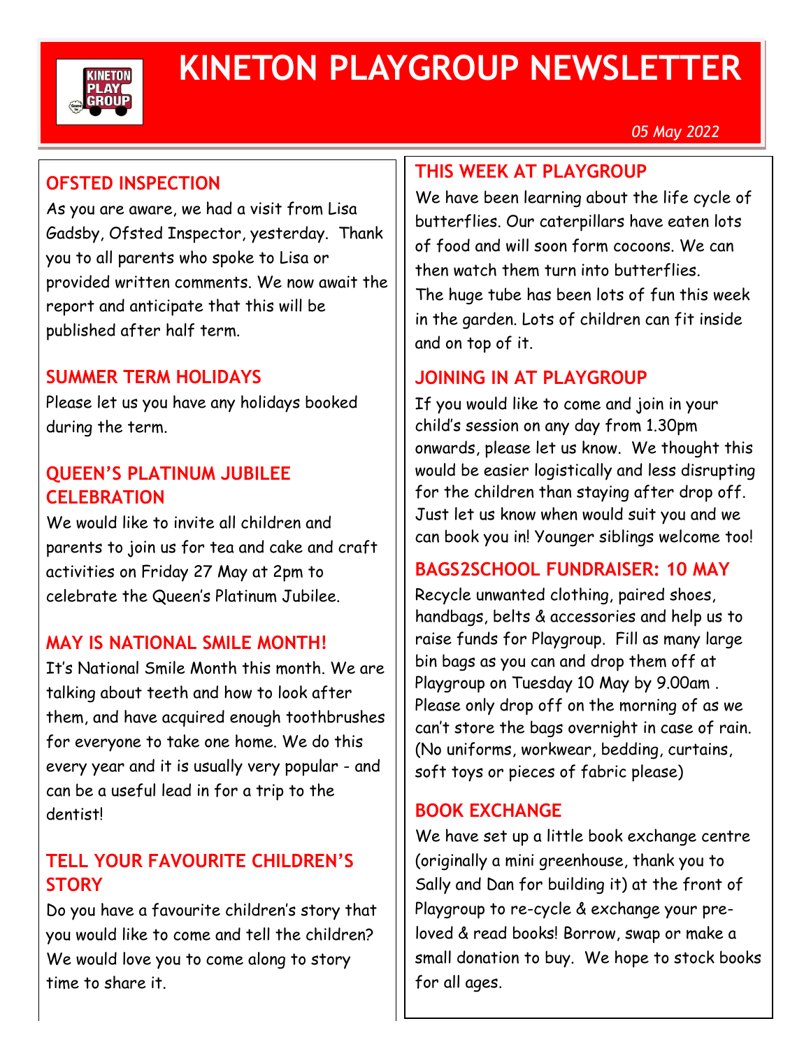# KINETON PLAYGROUP NEWSLETTER

*05 May 2022*

## OFSTED INSPECTION

As you are aware, we had a visit from Lisa Gadsby, Ofsted Inspector, yesterday. Thank you to all parents who spoke to Lisa or provided written comments. We now await the report and anticipate that this will be published after half term.

## SUMMER TERM HOLIDAYS

Please let us you have any holidays booked during the term.

## QUEEN'S PLATINUM JUBILEE CELEBRATION

We would like to invite all children and parents to join us for tea and cake and craft activities on Friday 27 May at 2pm to celebrate the Queen's Platinum Jubilee.

## MAY IS NATIONAL SMILE MONTH!

It's National Smile Month this month. We are talking about teeth and how to look after them, and have acquired enough toothbrushes for everyone to take one home. We do this every year and it is usually very popular - and can be a useful lead in for a trip to the dentist!

## TELL YOUR FAVOURITE CHILDREN'S STORY

Do you have a favourite children's story that you would like to come and tell the children? We would love you to come along to story time to share it.

## THIS WEEK AT PLAYGROUP

We have been learning about the life cycle of butterflies. Our caterpillars have eaten lots of food and will soon form cocoons. We can then watch them turn into butterflies.
The huge tube has been lots of fun this week in the garden. Lots of children can fit inside and on top of it.

## JOINING IN AT PLAYGROUP

If you would like to come and join in your child's session on any day from 1.30pm onwards, please let us know. We thought this would be easier logistically and less disrupting for the children than staying after drop off. Just let us know when would suit you and we can book you in! Younger siblings welcome too!

## BAGS2SCHOOL FUNDRAISER: 10 MAY

Recycle unwanted clothing, paired shoes, handbags, belts & accessories and help us to raise funds for Playgroup. Fill as many large bin bags as you can and drop them off at Playgroup on Tuesday 10 May by 9.00am . Please only drop off on the morning of as we can't store the bags overnight in case of rain. (No uniforms, workwear, bedding, curtains, soft toys or pieces of fabric please)

## BOOK EXCHANGE

We have set up a little book exchange centre (originally a mini greenhouse, thank you to Sally and Dan for building it) at the front of Playgroup to re-cycle & exchange your pre-loved & read books! Borrow, swap or make a small donation to buy. We hope to stock books for all ages.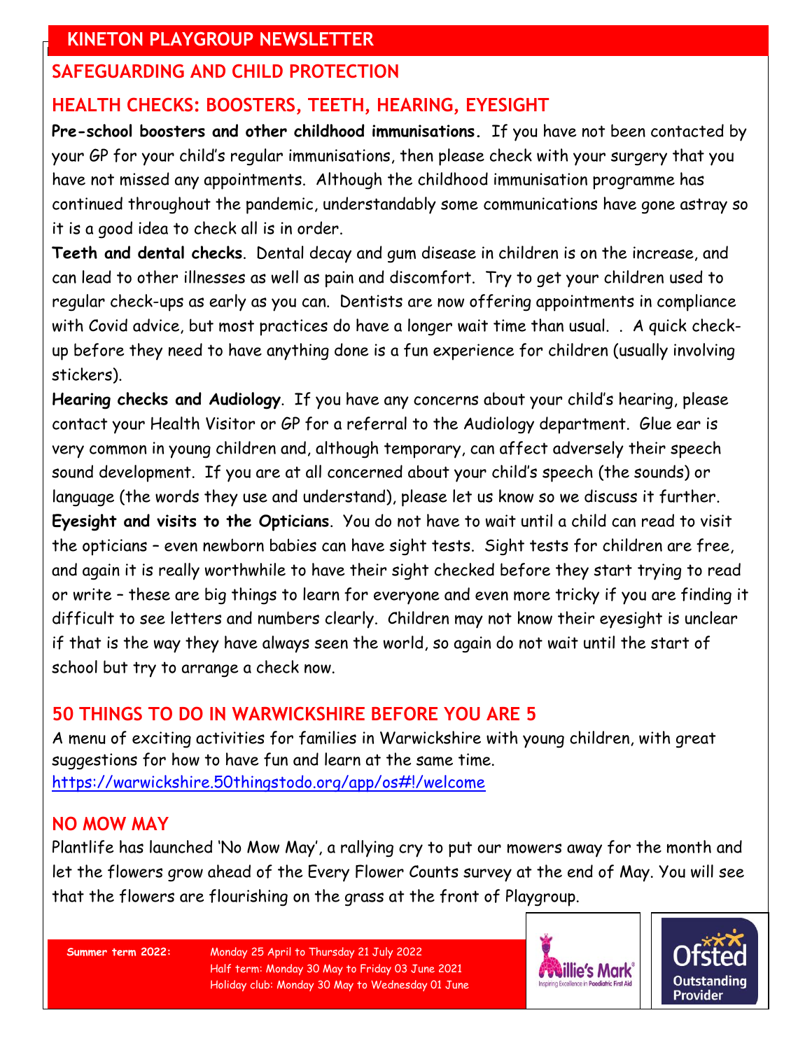## KINETON PLAYGROUP NEWSLETTER

## SAFEGUARDING AND CHILD PROTECTION

## HEALTH CHECKS: BOOSTERS, TEETH, HEARING, EYESIGHT

**Pre-school boosters and other childhood immunisations.** If you have not been contacted by your GP for your child's regular immunisations, then please check with your surgery that you have not missed any appointments. Although the childhood immunisation programme has continued throughout the pandemic, understandably some communications have gone astray so it is a good idea to check all is in order.

**Teeth and dental checks**. Dental decay and gum disease in children is on the increase, and can lead to other illnesses as well as pain and discomfort. Try to get your children used to regular check-ups as early as you can. Dentists are now offering appointments in compliance with Covid advice, but most practices do have a longer wait time than usual. . A quick check-up before they need to have anything done is a fun experience for children (usually involving stickers).

**Hearing checks and Audiology**. If you have any concerns about your child's hearing, please contact your Health Visitor or GP for a referral to the Audiology department. Glue ear is very common in young children and, although temporary, can affect adversely their speech sound development. If you are at all concerned about your child's speech (the sounds) or language (the words they use and understand), please let us know so we discuss it further.

**Eyesight and visits to the Opticians**. You do not have to wait until a child can read to visit the opticians – even newborn babies can have sight tests. Sight tests for children are free, and again it is really worthwhile to have their sight checked before they start trying to read or write – these are big things to learn for everyone and even more tricky if you are finding it difficult to see letters and numbers clearly. Children may not know their eyesight is unclear if that is the way they have always seen the world, so again do not wait until the start of school but try to arrange a check now.

## 50 THINGS TO DO IN WARWICKSHIRE BEFORE YOU ARE 5

A menu of exciting activities for families in Warwickshire with young children, with great suggestions for how to have fun and learn at the same time.
https://warwickshire.50thingstodo.org/app/os#!/welcome

## NO MOW MAY

Plantlife has launched 'No Mow May', a rallying cry to put our mowers away for the month and let the flowers grow ahead of the Every Flower Counts survey at the end of May. You will see that the flowers are flourishing on the grass at the front of Playgroup.

**Summer term 2022:** Monday 25 April to Thursday 21 July 2022
Half term: Monday 30 May to Friday 03 June 2021
Holiday club: Monday 30 May to Wednesday 01 June

Millie's Mark – Inspiring Excellence in Paediatric First Aid

Ofsted Outstanding Provider